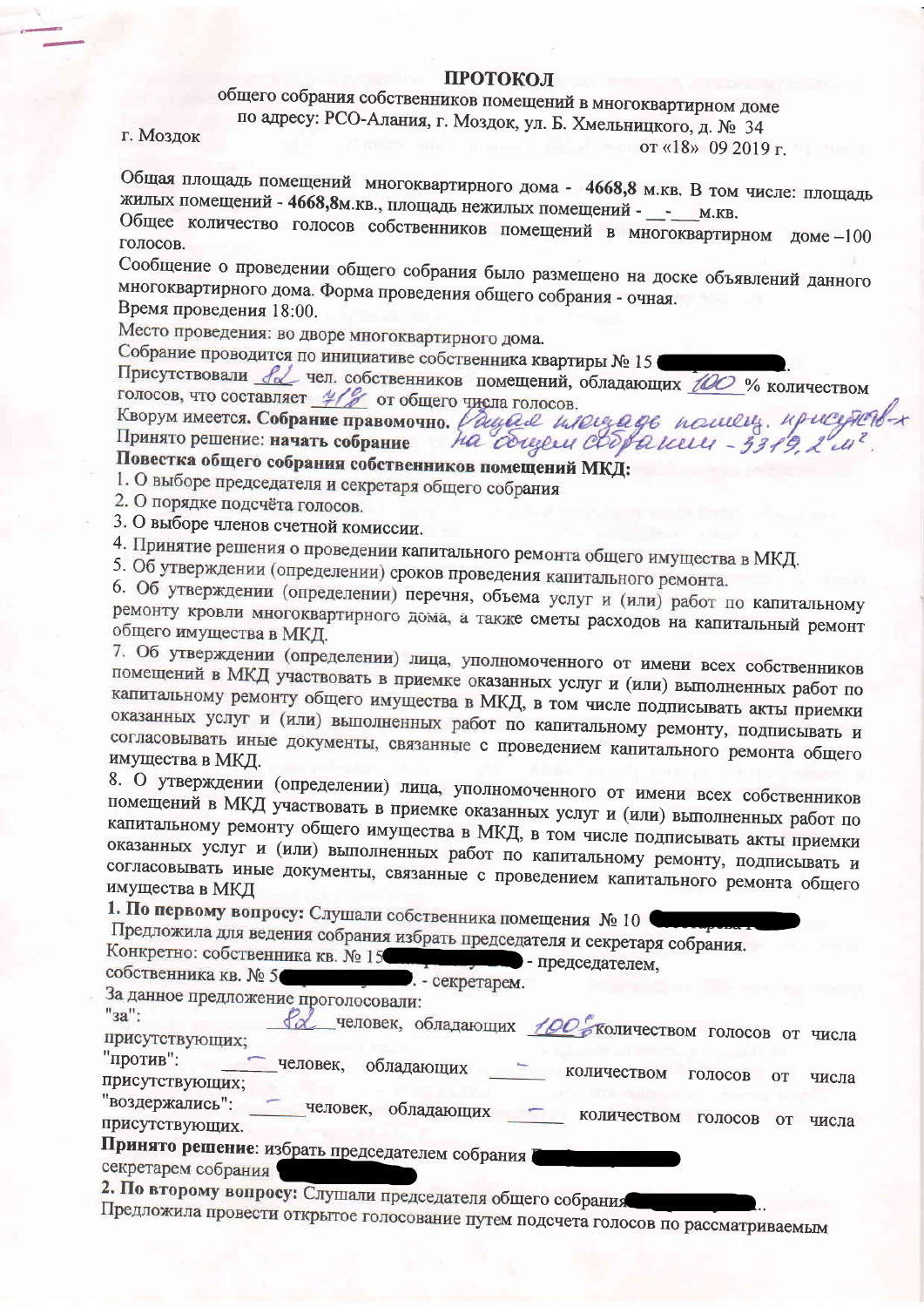# ПРОТОКОЛ

общего собрания собственников помещений в многоквартирном доме по адресу: РСО-Алания, г. Моздок, ул. Б. Хмельницкого, д. № 34

г. Моздок от «18» 09 2019 г.

Общая площадь помещений многоквартирного дома - **4668,8** м.кв. В том числе: площадь жилых помещений - **4668,8**м.кв., площадь нежилых помещений - \_\_-\_\_\_м.кв.

Общее количество голосов собственников помещений в многоквартирном доме –100 голосов.

Сообщение о проведении общего собрания было размещено на доске объявлений данного многоквартирного дома. Форма проведения общего собрания - очная.

Время проведения 18:00.

Место проведения: во дворе многоквартирного дома.

Собрание проводится по инициативе собственника квартиры № 15 \_\_\_\_\_\_\_\_.

Присутствовали 82 чел. собственников помещений, обладающих 100 % количеством голосов, что составляет 71% от общего числа голосов.

Кворум имеется. **Собрание правомочно.** Общая площадь помещ. присутств-х на общем собрании - 3319,2 м².

Принято решение: **начать собрание**

**Повестка общего собрания собственников помещений МКД:**

1. О выборе председателя и секретаря общего собрания
2. О порядке подсчёта голосов.
3. О выборе членов счетной комиссии.
4. Принятие решения о проведении капитального ремонта общего имущества в МКД.
5. Об утверждении (определении) сроков проведения капитального ремонта.
6. Об утверждении (определении) перечня, объема услуг и (или) работ по капитальному ремонту кровли многоквартирного дома, а также сметы расходов на капитальный ремонт общего имущества в МКД.
7. Об утверждении (определении) лица, уполномоченного от имени всех собственников помещений в МКД участвовать в приемке оказанных услуг и (или) выполненных работ по капитальному ремонту общего имущества в МКД, в том числе подписывать акты приемки оказанных услуг и (или) выполненных работ по капитальному ремонту, подписывать и согласовывать иные документы, связанные с проведением капитального ремонта общего имущества в МКД.
8. О утверждении (определении) лица, уполномоченного от имени всех собственников помещений в МКД участвовать в приемке оказанных услуг и (или) выполненных работ по капитальному ремонту общего имущества в МКД, в том числе подписывать акты приемки оказанных услуг и (или) выполненных работ по капитальному ремонту, подписывать и согласовывать иные документы, связанные с проведением капитального ремонта общего имущества в МКД

**1. По первому вопросу:** Слушали собственника помещения № 10 \_\_\_\_\_\_\_\_

Предложила для ведения собрания избрать председателя и секретаря собрания.

Конкретно: собственника кв. № 15\_\_\_\_\_\_\_\_ - председателем,

собственника кв. № 5\_\_\_\_\_\_\_\_. - секретарем.

За данное предложение проголосовали:

"за": 82 человек, обладающих 100% количеством голосов от числа присутствующих;

"против": — человек, обладающих — количеством голосов от числа присутствующих;

"воздержались": — человек, обладающих — количеством голосов от числа присутствующих.

**Принято решение**: избрать председателем собрания \_\_\_\_\_\_\_\_

секретарем собрания \_\_\_\_\_\_\_\_

**2. По второму вопросу:** Слушали председателя общего собрания \_\_\_\_\_\_\_\_..

Предложила провести открытое голосование путем подсчета голосов по рассматриваемым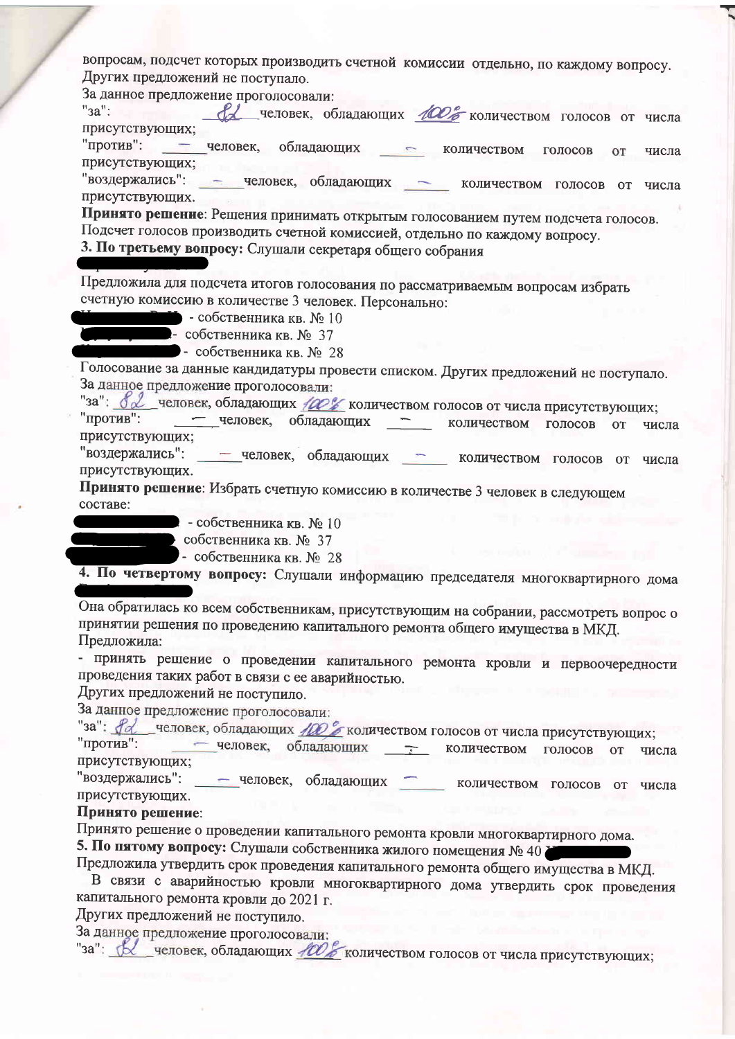вопросам, подсчет которых производить счетной комиссии отдельно, по каждому вопросу.
Других предложений не поступало.
За данное предложение проголосовали:
"за": 82 человек, обладающих 100% количеством голосов от числа присутствующих;
"против": — человек, обладающих — количеством голосов от числа присутствующих;
"воздержались": — человек, обладающих — количеством голосов от числа присутствующих.

**Принято решение**: Решения принимать открытым голосованием путем подсчета голосов.
Подсчет голосов производить счетной комиссией, отдельно по каждому вопросу.

**3. По третьему вопросу:** Слушали секретаря общего собрания
█████████

Предложила для подсчета итогов голосования по рассматриваемым вопросам избрать счетную комиссию в количестве 3 человек. Персонально:
█████████ - собственника кв. № 10
█████████ - собственника кв. № 37
█████████ - собственника кв. № 28

Голосование за данные кандидатуры провести списком. Других предложений не поступало.
За данное предложение проголосовали:
"за": 82 человек, обладающих 100% количеством голосов от числа присутствующих;
"против": — человек, обладающих — количеством голосов от числа присутствующих;
"воздержались": — человек, обладающих — количеством голосов от числа присутствующих.

**Принято решение**: Избрать счетную комиссию в количестве 3 человек в следующем составе:
█████████ - собственника кв. № 10
█████████ собственника кв. № 37
█████████ - собственника кв. № 28

**4. По четвертому вопросу:** Слушали информацию председателя многоквартирного дома
█████████

Она обратилась ко всем собственникам, присутствующим на собрании, рассмотреть вопрос о принятии решения по проведению капитального ремонта общего имущества в МКД.
Предложила:
- принять решение о проведении капитального ремонта кровли и первоочередности проведения таких работ в связи с ее аварийностью.

Других предложений не поступило.
За данное предложение проголосовали:
"за": 82 человек, обладающих 100% количеством голосов от числа присутствующих;
"против": — человек, обладающих — количеством голосов от числа присутствующих;
"воздержались": — человек, обладающих — количеством голосов от числа присутствующих.

**Принято решение**:
Принято решение о проведении капитального ремонта кровли многоквартирного дома.

**5. По пятому вопросу:** Слушали собственника жилого помещения № 40 █████████
Предложила утвердить срок проведения капитального ремонта общего имущества в МКД.
В связи с аварийностью кровли многоквартирного дома утвердить срок проведения капитального ремонта кровли до 2021 г.
Других предложений не поступило.
За данное предложение проголосовали:
"за": 82 человек, обладающих 100% количеством голосов от числа присутствующих;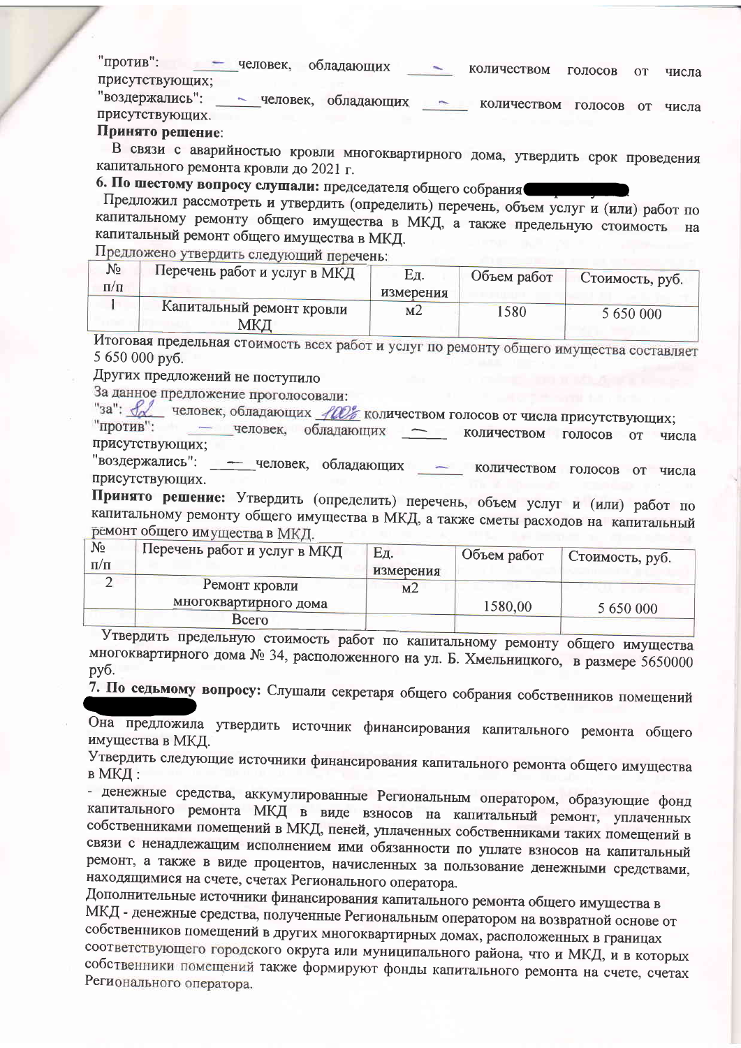"против": ___–___ человек, обладающих ___–___ количеством голосов от числа присутствующих;

"воздержались": ___–___ человек, обладающих ___–___ количеством голосов от числа присутствующих.

**Принято решение**:

В связи с аварийностью кровли многоквартирного дома, утвердить срок проведения капитального ремонта кровли до 2021 г.

**6. По шестому вопросу слушали:** председателя общего собрания

Предложил рассмотреть и утвердить (определить) перечень, объем услуг и (или) работ по капитальному ремонту общего имущества в МКД, а также предельную стоимость на капитальный ремонт общего имущества в МКД.

Предложено утвердить следующий перечень:

| № п/п | Перечень работ и услуг в МКД | Ед. измерения | Объем работ | Стоимость, руб. |
|---|---|---|---|---|
| 1 | Капитальный ремонт кровли МКД | м2 | 1580 | 5 650 000 |

Итоговая предельная стоимость всех работ и услуг по ремонту общего имущества составляет 5 650 000 руб.

Других предложений не поступило

За данное предложение проголосовали:

"за": ___82___ человек, обладающих ___100%___ количеством голосов от числа присутствующих;

"против": ___–___ человек, обладающих ___–___ количеством голосов от числа присутствующих;

"воздержались": ___–___ человек, обладающих ___–___ количеством голосов от числа присутствующих.

**Принято решение:** Утвердить (определить) перечень, объем услуг и (или) работ по капитальному ремонту общего имущества в МКД, а также сметы расходов на капитальный ремонт общего имущества в МКД.

| № п/п | Перечень работ и услуг в МКД | Ед. измерения | Объем работ | Стоимость, руб. |
|---|---|---|---|---|
| 2 | Ремонт кровли многоквартирного дома | м2 | 1580,00 | 5 650 000 |
| | Всего | | | |

Утвердить предельную стоимость работ по капитальному ремонту общего имущества многоквартирного дома № 34, расположенного на ул. Б. Хмельницкого, в размере 5650000 руб.

**7. По седьмому вопросу:** Слушали секретаря общего собрания собственников помещений

Она предложила утвердить источник финансирования капитального ремонта общего имущества в МКД.

Утвердить следующие источники финансирования капитального ремонта общего имущества в МКД :

- денежные средства, аккумулированные Региональным оператором, образующие фонд капитального ремонта МКД в виде взносов на капитальный ремонт, уплаченных собственниками помещений в МКД, пеней, уплаченных собственниками таких помещений в связи с ненадлежащим исполнением ими обязанности по уплате взносов на капитальный ремонт, а также в виде процентов, начисленных за пользование денежными средствами, находящимися на счете, счетах Регионального оператора.

Дополнительные источники финансирования капитального ремонта общего имущества в МКД - денежные средства, полученные Региональным оператором на возвратной основе от собственников помещений в других многоквартирных домах, расположенных в границах соответствующего городского округа или муниципального района, что и МКД, и в которых собственники помещений также формируют фонды капитального ремонта на счете, счетах Регионального оператора.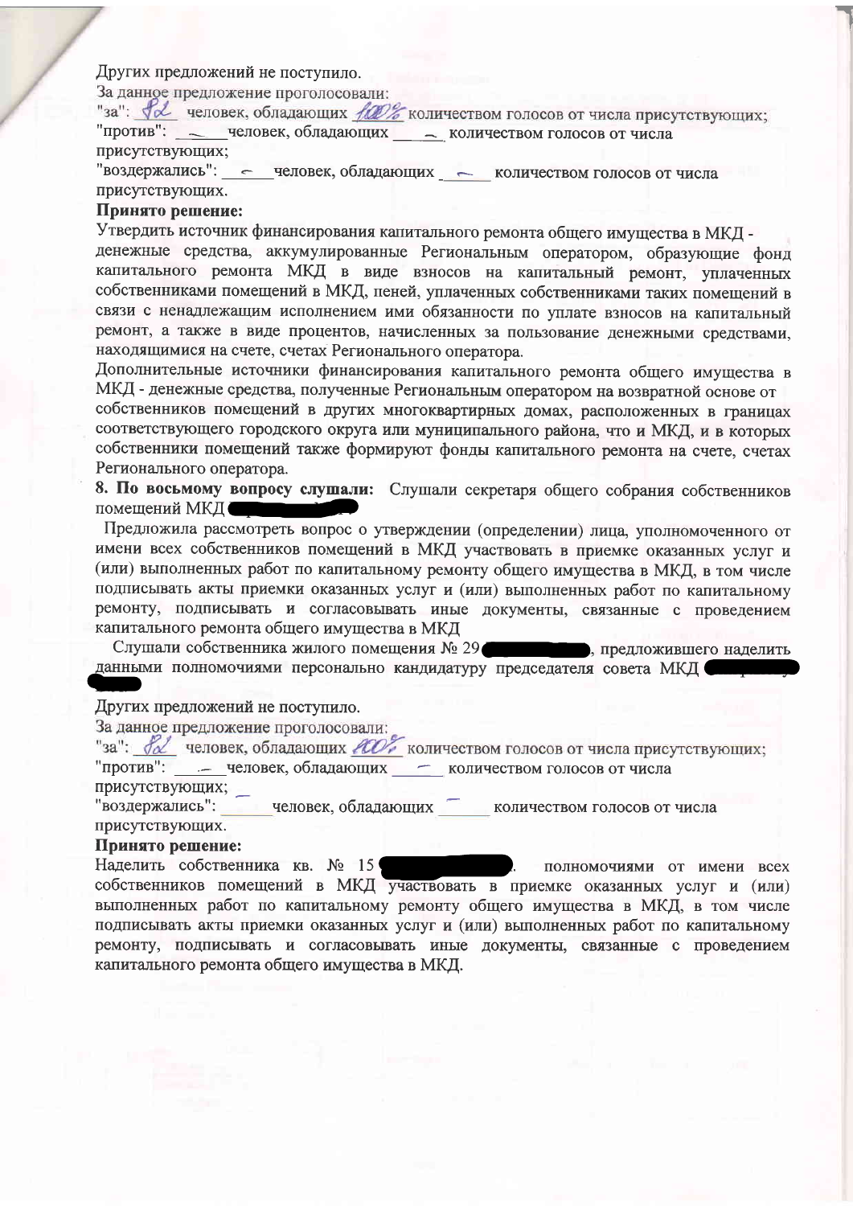Других предложений не поступило.

За данное предложение проголосовали:

"за": 82 человек, обладающих 100% количеством голосов от числа присутствующих;

"против": — человек, обладающих — количеством голосов от числа присутствующих;

"воздержались": — человек, обладающих — количеством голосов от числа присутствующих.

**Принято решение:**

Утвердить источник финансирования капитального ремонта общего имущества в МКД - денежные средства, аккумулированные Региональным оператором, образующие фонд капитального ремонта МКД в виде взносов на капитальный ремонт, уплаченных собственниками помещений в МКД, пеней, уплаченных собственниками таких помещений в связи с ненадлежащим исполнением ими обязанности по уплате взносов на капитальный ремонт, а также в виде процентов, начисленных за пользование денежными средствами, находящимися на счете, счетах Регионального оператора.

Дополнительные источники финансирования капитального ремонта общего имущества в МКД - денежные средства, полученные Региональным оператором на возвратной основе от собственников помещений в других многоквартирных домах, расположенных в границах соответствующего городского округа или муниципального района, что и МКД, и в которых собственники помещений также формируют фонды капитального ремонта на счете, счетах Регионального оператора.

**8. По восьмому вопросу слушали:** Слушали секретаря общего собрания собственников помещений МКД

Предложила рассмотреть вопрос о утверждении (определении) лица, уполномоченного от имени всех собственников помещений в МКД участвовать в приемке оказанных услуг и (или) выполненных работ по капитальному ремонту общего имущества в МКД, в том числе подписывать акты приемки оказанных услуг и (или) выполненных работ по капитальному ремонту, подписывать и согласовывать иные документы, связанные с проведением капитального ремонта общего имущества в МКД

Слушали собственника жилого помещения № 29, предложившего наделить данными полномочиями персонально кандидатуру председателя совета МКД

Других предложений не поступило.

За данное предложение проголосовали:

"за": 82 человек, обладающих 100% количеством голосов от числа присутствующих;

"против": — человек, обладающих — количеством голосов от числа присутствующих; —

"воздержались": человек, обладающих — количеством голосов от числа присутствующих.

**Принято решение:**

Наделить собственника кв. № 15 . полномочиями от имени всех собственников помещений в МКД участвовать в приемке оказанных услуг и (или) выполненных работ по капитальному ремонту общего имущества в МКД, в том числе подписывать акты приемки оказанных услуг и (или) выполненных работ по капитальному ремонту, подписывать и согласовывать иные документы, связанные с проведением капитального ремонта общего имущества в МКД.